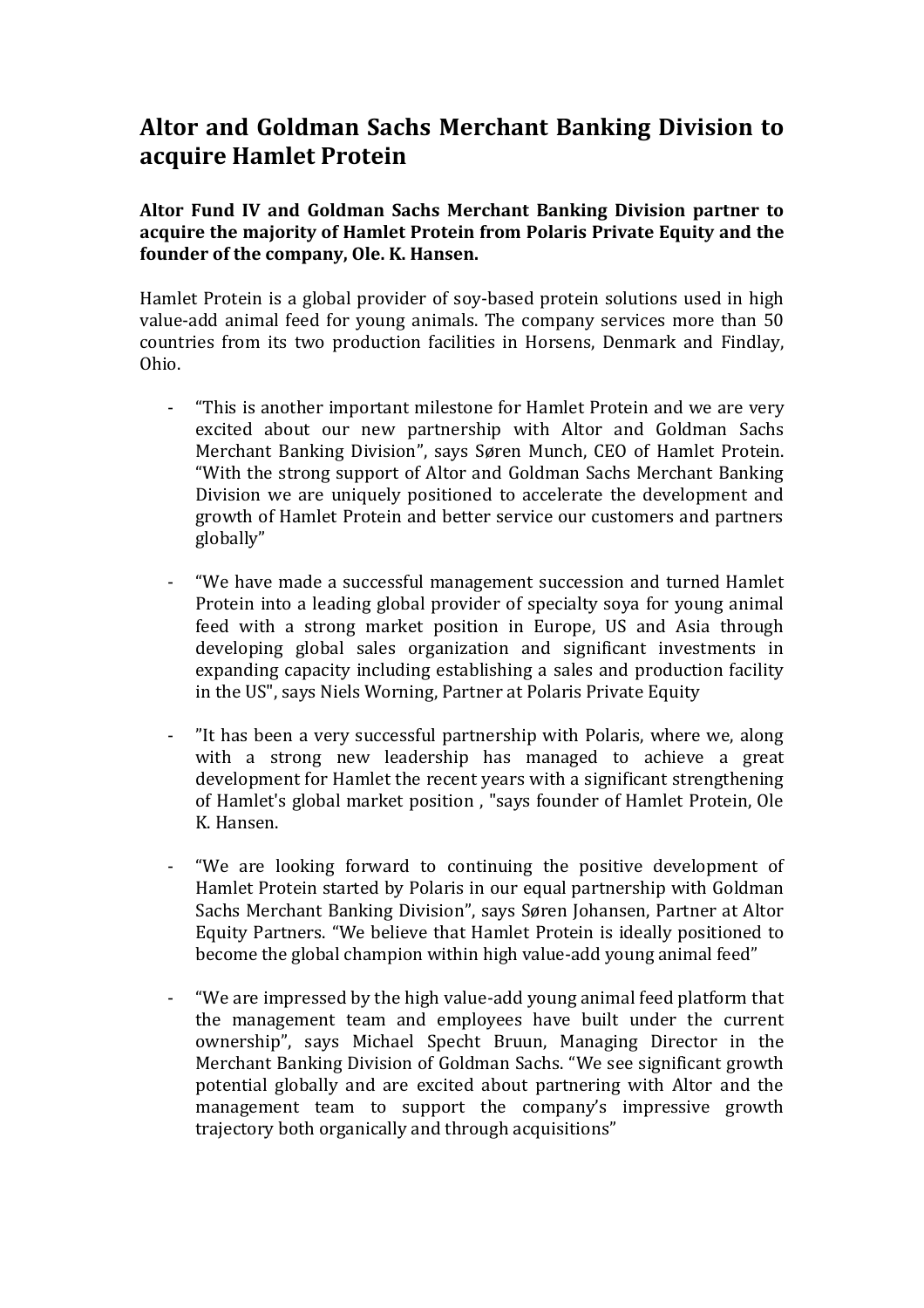# Altor and Goldman Sachs Merchant Banking Division to acquire Hamlet Protein

**Altor Fund IV and Goldman Sachs Merchant Banking Division partner to acquire the majority of Hamlet Protein from Polaris Private Equity and the founder of the company, Ole. K. Hansen.**

Hamlet Protein is a global provider of soy-based protein solutions used in high value-add animal feed for young animals. The company services more than 50 countries from its two production facilities in Horsens, Denmark and Findlay, Ohio.

- "This is another important milestone for Hamlet Protein and we are very excited about our new partnership with Altor and Goldman Sachs Merchant Banking Division", says Søren Munch, CEO of Hamlet Protein. "With the strong support of Altor and Goldman Sachs Merchant Banking Division we are uniquely positioned to accelerate the development and growth of Hamlet Protein and better service our customers and partners globally"

- "We have made a successful management succession and turned Hamlet Protein into a leading global provider of specialty soya for young animal feed with a strong market position in Europe, US and Asia through developing global sales organization and significant investments in expanding capacity including establishing a sales and production facility in the US", says Niels Worning, Partner at Polaris Private Equity

- "It has been a very successful partnership with Polaris, where we, along with a strong new leadership has managed to achieve a great development for Hamlet the recent years with a significant strengthening of Hamlet's global market position , "says founder of Hamlet Protein, Ole K. Hansen.

- "We are looking forward to continuing the positive development of Hamlet Protein started by Polaris in our equal partnership with Goldman Sachs Merchant Banking Division", says Søren Johansen, Partner at Altor Equity Partners. "We believe that Hamlet Protein is ideally positioned to become the global champion within high value-add young animal feed"

- "We are impressed by the high value-add young animal feed platform that the management team and employees have built under the current ownership", says Michael Specht Bruun, Managing Director in the Merchant Banking Division of Goldman Sachs. "We see significant growth potential globally and are excited about partnering with Altor and the management team to support the company's impressive growth trajectory both organically and through acquisitions"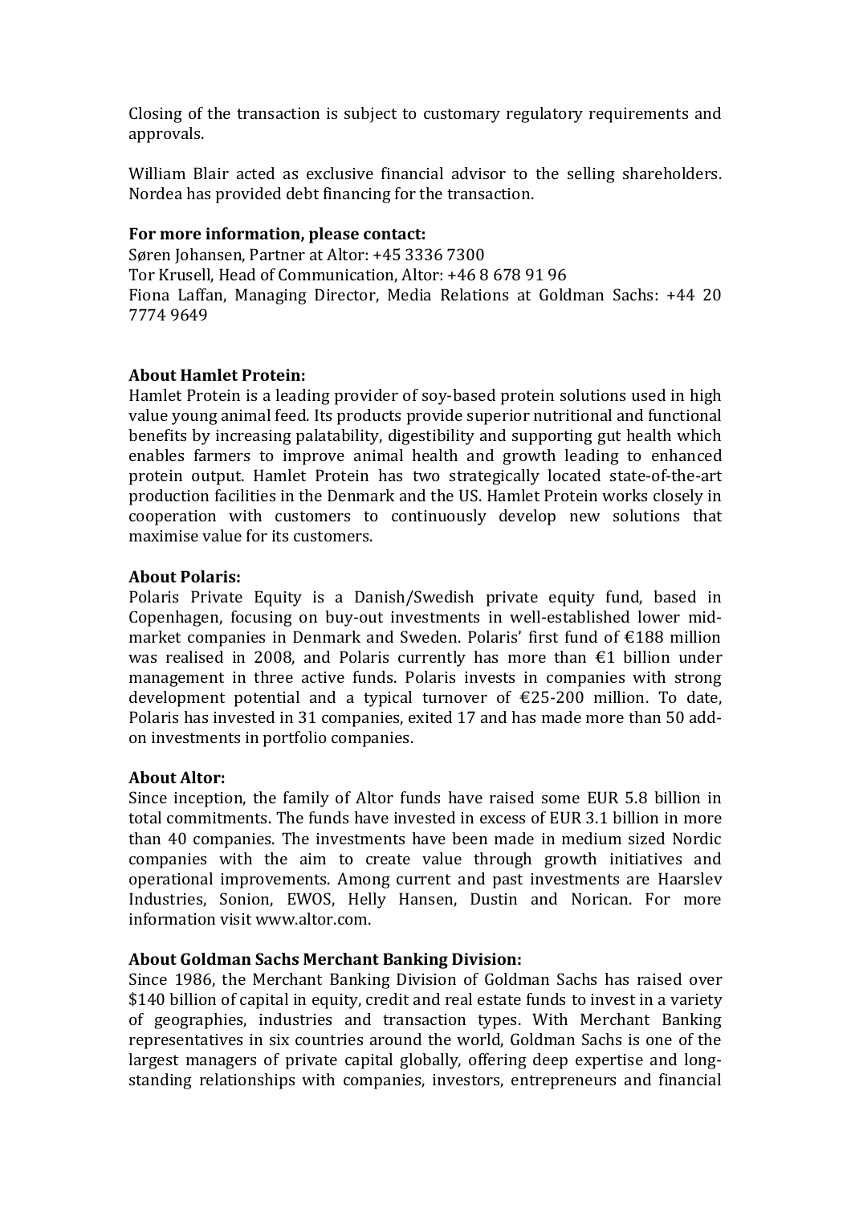Closing of the transaction is subject to customary regulatory requirements and approvals.

William Blair acted as exclusive financial advisor to the selling shareholders. Nordea has provided debt financing for the transaction.

**For more information, please contact:**
Søren Johansen, Partner at Altor: +45 3336 7300
Tor Krusell, Head of Communication, Altor: +46 8 678 91 96
Fiona Laffan, Managing Director, Media Relations at Goldman Sachs: +44 20 7774 9649

**About Hamlet Protein:**
Hamlet Protein is a leading provider of soy-based protein solutions used in high value young animal feed. Its products provide superior nutritional and functional benefits by increasing palatability, digestibility and supporting gut health which enables farmers to improve animal health and growth leading to enhanced protein output. Hamlet Protein has two strategically located state-of-the-art production facilities in the Denmark and the US. Hamlet Protein works closely in cooperation with customers to continuously develop new solutions that maximise value for its customers.

**About Polaris:**
Polaris Private Equity is a Danish/Swedish private equity fund, based in Copenhagen, focusing on buy-out investments in well-established lower mid-market companies in Denmark and Sweden. Polaris' first fund of €188 million was realised in 2008, and Polaris currently has more than €1 billion under management in three active funds. Polaris invests in companies with strong development potential and a typical turnover of €25-200 million. To date, Polaris has invested in 31 companies, exited 17 and has made more than 50 add-on investments in portfolio companies.

**About Altor:**
Since inception, the family of Altor funds have raised some EUR 5.8 billion in total commitments. The funds have invested in excess of EUR 3.1 billion in more than 40 companies. The investments have been made in medium sized Nordic companies with the aim to create value through growth initiatives and operational improvements. Among current and past investments are Haarslev Industries, Sonion, EWOS, Helly Hansen, Dustin and Norican. For more information visit www.altor.com.

**About Goldman Sachs Merchant Banking Division:**
Since 1986, the Merchant Banking Division of Goldman Sachs has raised over $140 billion of capital in equity, credit and real estate funds to invest in a variety of geographies, industries and transaction types. With Merchant Banking representatives in six countries around the world, Goldman Sachs is one of the largest managers of private capital globally, offering deep expertise and long-standing relationships with companies, investors, entrepreneurs and financial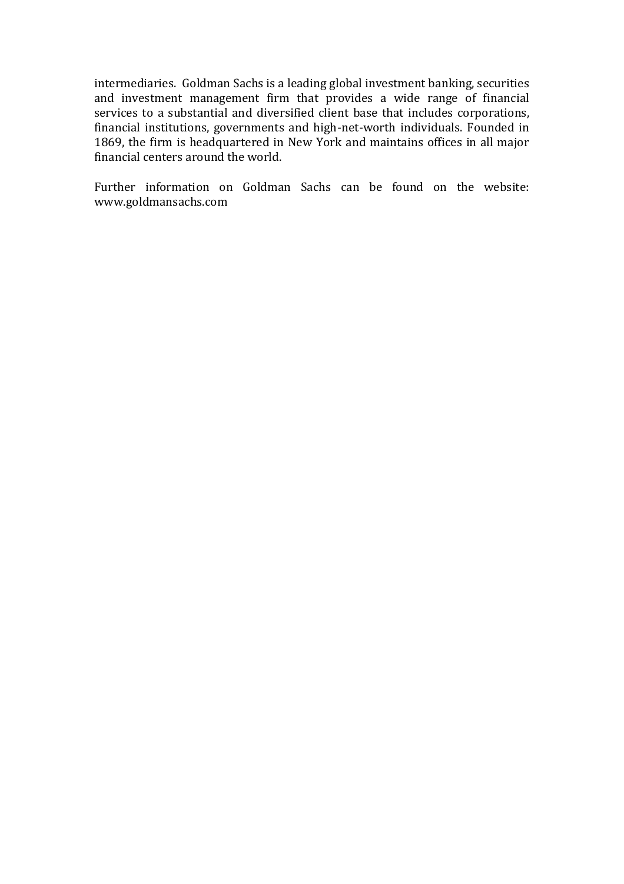intermediaries. Goldman Sachs is a leading global investment banking, securities and investment management firm that provides a wide range of financial services to a substantial and diversified client base that includes corporations, financial institutions, governments and high-net-worth individuals. Founded in 1869, the firm is headquartered in New York and maintains offices in all major financial centers around the world.

Further information on Goldman Sachs can be found on the website: www.goldmansachs.com